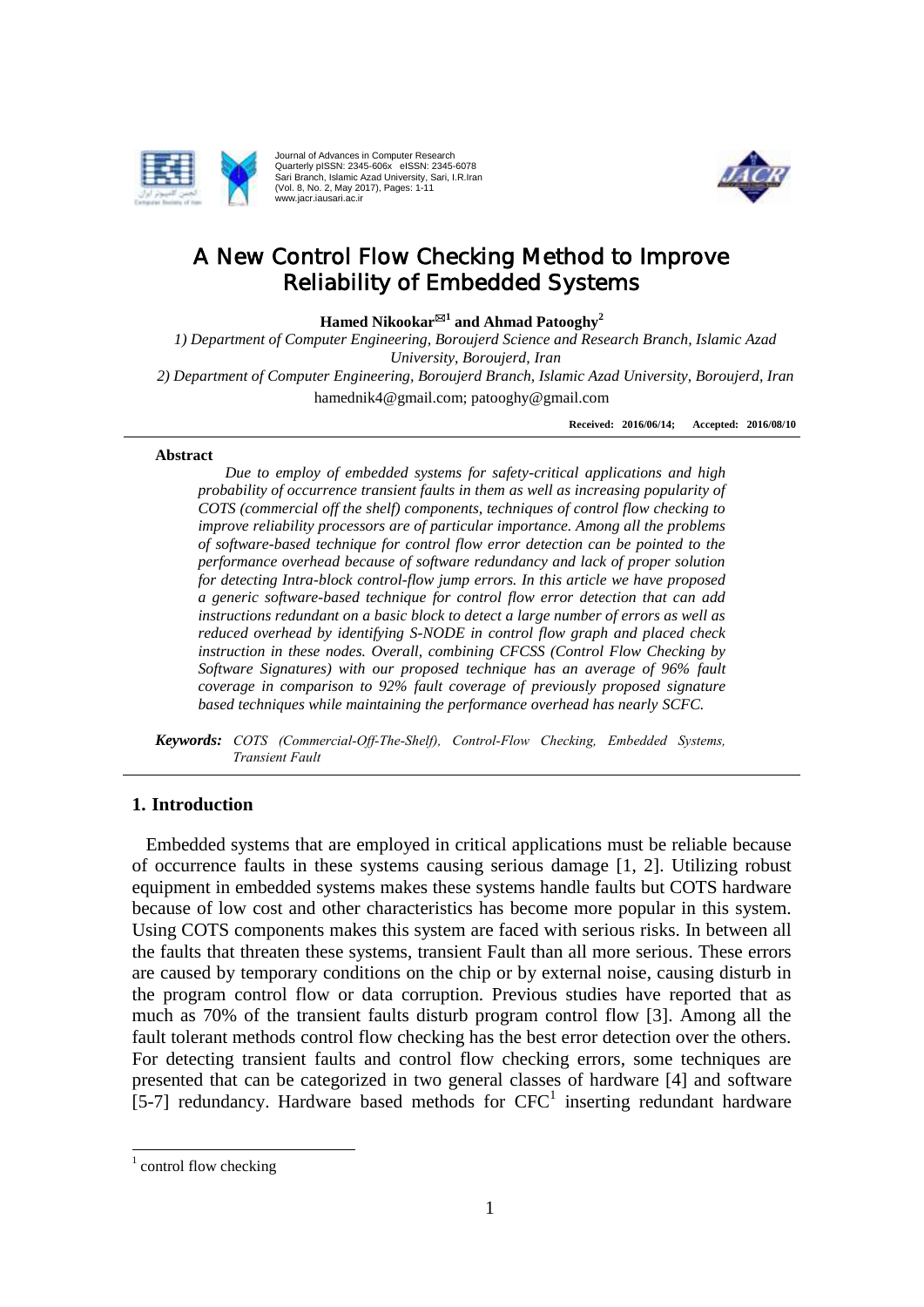# A New Control Flow Checking Method to Improve Reliability of Embedded Systems

**Hamed Nikookar[✉1] and Ahmad Patooghy[2]**

*1) Department of Computer Engineering, Boroujerd Science and Research Branch, Islamic Azad University, Boroujerd, Iran*

*2) Department of Computer Engineering, Boroujerd Branch, Islamic Azad University, Boroujerd, Iran*

hamednik4@gmail.com; patooghy@gmail.com

**Received: 2016/06/14; Accepted: 2016/08/10**

**Abstract**

*Due to employ of embedded systems for safety-critical applications and high probability of occurrence transient faults in them as well as increasing popularity of COTS (commercial off the shelf) components, techniques of control flow checking to improve reliability processors are of particular importance. Among all the problems of software-based technique for control flow error detection can be pointed to the performance overhead because of software redundancy and lack of proper solution for detecting Intra-block control-flow jump errors. In this article we have proposed a generic software-based technique for control flow error detection that can add instructions redundant on a basic block to detect a large number of errors as well as reduced overhead by identifying S-NODE in control flow graph and placed check instruction in these nodes. Overall, combining CFCSS (Control Flow Checking by Software Signatures) with our proposed technique has an average of 96% fault coverage in comparison to 92% fault coverage of previously proposed signature based techniques while maintaining the performance overhead has nearly SCFC.*

***Keywords:*** *COTS (Commercial-Off-The-Shelf), Control-Flow Checking, Embedded Systems, Transient Fault*

## 1. Introduction

Embedded systems that are employed in critical applications must be reliable because of occurrence faults in these systems causing serious damage [1, 2]. Utilizing robust equipment in embedded systems makes these systems handle faults but COTS hardware because of low cost and other characteristics has become more popular in this system. Using COTS components makes this system are faced with serious risks. In between all the faults that threaten these systems, transient Fault than all more serious. These errors are caused by temporary conditions on the chip or by external noise, causing disturb in the program control flow or data corruption. Previous studies have reported that as much as 70% of the transient faults disturb program control flow [3]. Among all the fault tolerant methods control flow checking has the best error detection over the others. For detecting transient faults and control flow checking errors, some techniques are presented that can be categorized in two general classes of hardware [4] and software [5-7] redundancy. Hardware based methods for CFC[1] inserting redundant hardware

[1] control flow checking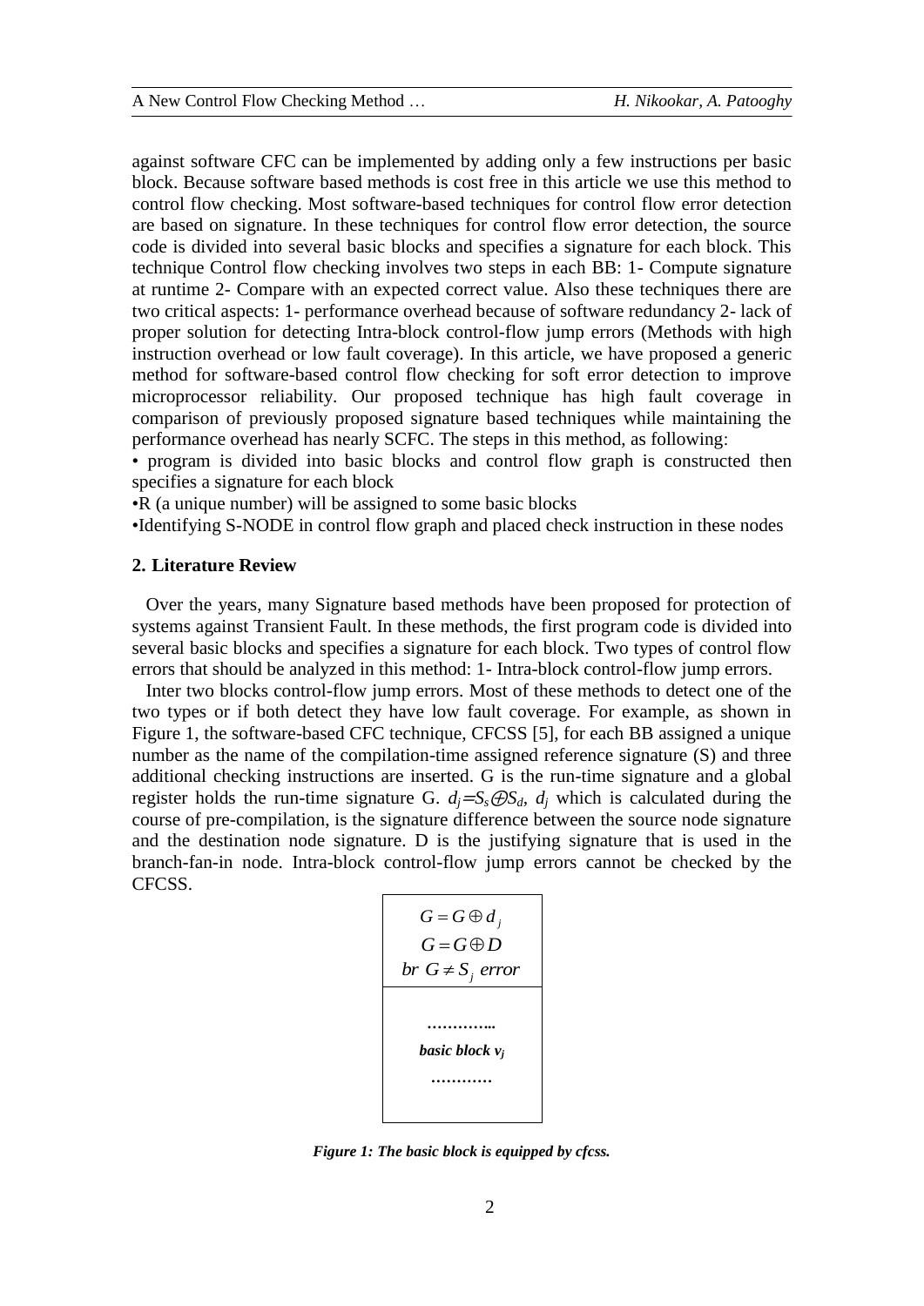against software CFC can be implemented by adding only a few instructions per basic block. Because software based methods is cost free in this article we use this method to control flow checking. Most software-based techniques for control flow error detection are based on signature. In these techniques for control flow error detection, the source code is divided into several basic blocks and specifies a signature for each block. This technique Control flow checking involves two steps in each BB: 1- Compute signature at runtime 2- Compare with an expected correct value. Also these techniques there are two critical aspects: 1- performance overhead because of software redundancy 2- lack of proper solution for detecting Intra-block control-flow jump errors (Methods with high instruction overhead or low fault coverage). In this article, we have proposed a generic method for software-based control flow checking for soft error detection to improve microprocessor reliability. Our proposed technique has high fault coverage in comparison of previously proposed signature based techniques while maintaining the performance overhead has nearly SCFC. The steps in this method, as following:

• program is divided into basic blocks and control flow graph is constructed then specifies a signature for each block

•R (a unique number) will be assigned to some basic blocks

•Identifying S-NODE in control flow graph and placed check instruction in these nodes

## 2. Literature Review

Over the years, many Signature based methods have been proposed for protection of systems against Transient Fault. In these methods, the first program code is divided into several basic blocks and specifies a signature for each block. Two types of control flow errors that should be analyzed in this method: 1- Intra-block control-flow jump errors.

Inter two blocks control-flow jump errors. Most of these methods to detect one of the two types or if both detect they have low fault coverage. For example, as shown in Figure 1, the software-based CFC technique, CFCSS [5], for each BB assigned a unique number as the name of the compilation-time assigned reference signature (S) and three additional checking instructions are inserted. G is the run-time signature and a global register holds the run-time signature G. $d_j = S_s \oplus S_d$, $d_j$ which is calculated during the course of pre-compilation, is the signature difference between the source node signature and the destination node signature. D is the justifying signature that is used in the branch-fan-in node. Intra-block control-flow jump errors cannot be checked by the CFCSS.

| $G = G \oplus d_j$<br>$G = G \oplus D$<br>$br\ G \neq S_j\ error$ |
|---|
| *…………..*<br>***basic block $v_j$***<br>*…………* |

***Figure 1: The basic block is equipped by cfcss.***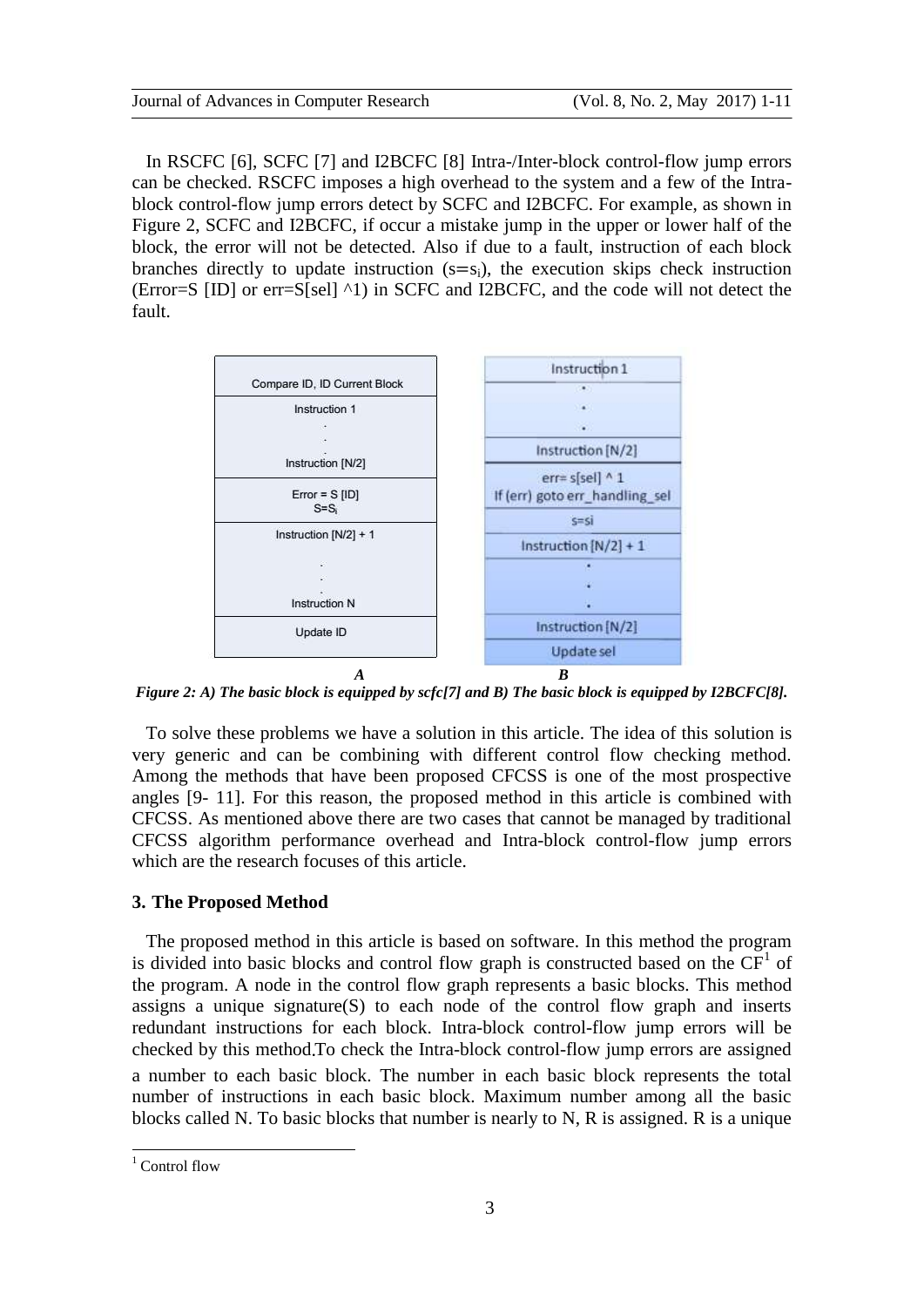In RSCFC [6], SCFC [7] and I2BCFC [8] Intra-/Inter-block control-flow jump errors can be checked. RSCFC imposes a high overhead to the system and a few of the Intra-block control-flow jump errors detect by SCFC and I2BCFC. For example, as shown in Figure 2, SCFC and I2BCFC, if occur a mistake jump in the upper or lower half of the block, the error will not be detected. Also if due to a fault, instruction of each block branches directly to update instruction ($s=s_i$), the execution skips check instruction (Error=S [ID] or err=S[sel] ^1) in SCFC and I2BCFC, and the code will not detect the fault.

| Compare ID, ID Current Block |
|---|
| Instruction 1 . . . Instruction [N/2] |
| Error = S [ID] $S=S_i$ |
| Instruction [N/2] + 1 . . . Instruction N |
| Update ID |

*A*

| Instruction 1 |
|---|
| . . . |
| Instruction [N/2] |
| err= s[sel] ^ 1 If (err) goto err_handling_sel |
| s=si |
| Instruction [N/2] + 1 |
| . . . |
| Instruction [N/2] |
| Update sel |

*B*

***Figure 2: A) The basic block is equipped by scfc[7] and B) The basic block is equipped by I2BCFC[8].***

To solve these problems we have a solution in this article. The idea of this solution is very generic and can be combining with different control flow checking method. Among the methods that have been proposed CFCSS is one of the most prospective angles [9- 11]. For this reason, the proposed method in this article is combined with CFCSS. As mentioned above there are two cases that cannot be managed by traditional CFCSS algorithm performance overhead and Intra-block control-flow jump errors which are the research focuses of this article.

## 3. The Proposed Method

The proposed method in this article is based on software. In this method the program is divided into basic blocks and control flow graph is constructed based on the CF[1] of the program. A node in the control flow graph represents a basic blocks. This method assigns a unique signature(S) to each node of the control flow graph and inserts redundant instructions for each block. Intra-block control-flow jump errors will be checked by this method.To check the Intra-block control-flow jump errors are assigned a number to each basic block. The number in each basic block represents the total number of instructions in each basic block. Maximum number among all the basic blocks called N. To basic blocks that number is nearly to N, R is assigned. R is a unique

[1] Control flow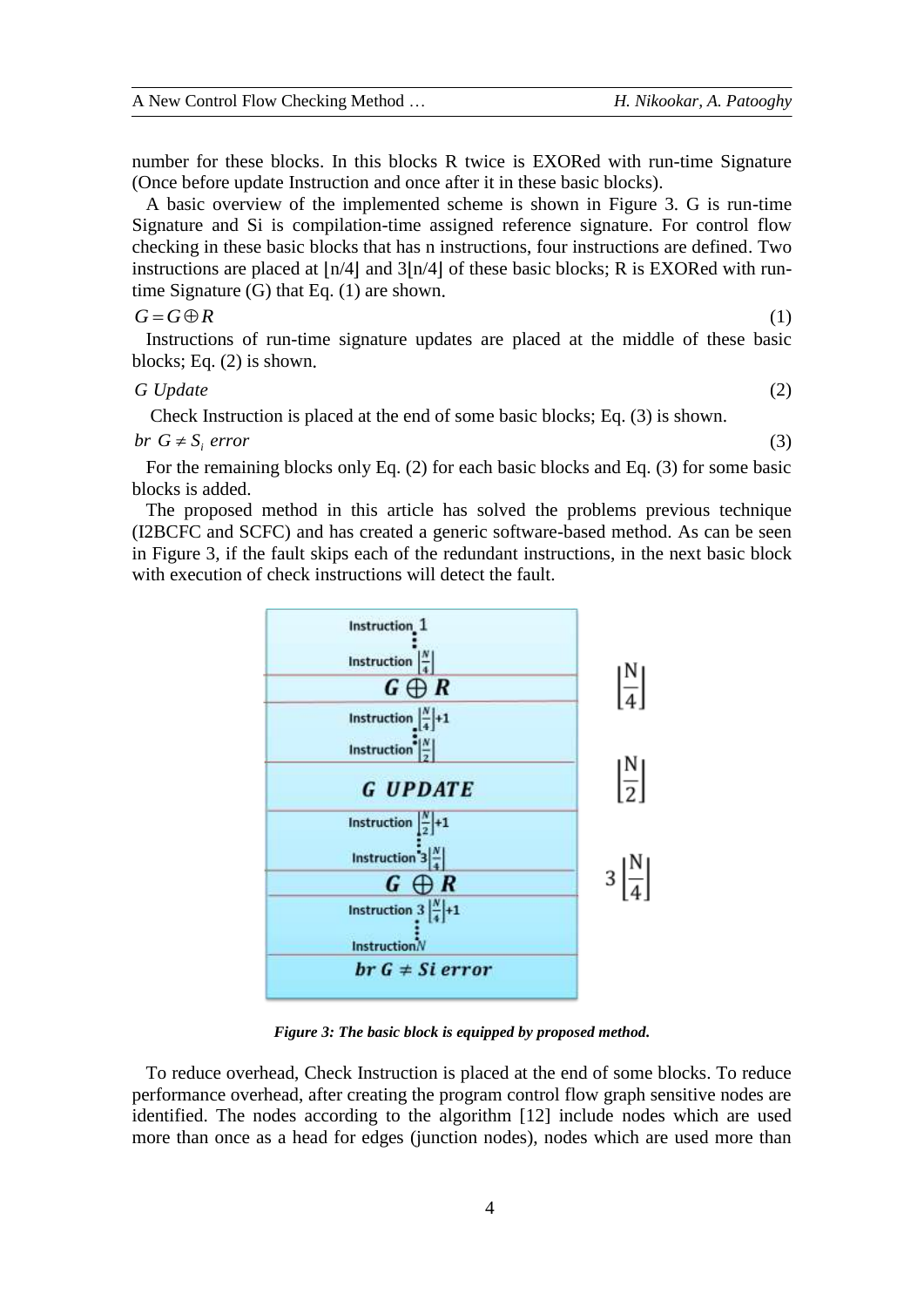number for these blocks. In this blocks R twice is EXORed with run-time Signature (Once before update Instruction and once after it in these basic blocks).

A basic overview of the implemented scheme is shown in Figure 3. G is run-time Signature and Si is compilation-time assigned reference signature. For control flow checking in these basic blocks that has n instructions, four instructions are defined. Two instructions are placed at $\lfloor n/4 \rfloor$ and $3\lfloor n/4 \rfloor$ of these basic blocks; R is EXORed with run-time Signature (G) that Eq. (1) are shown.

$$G = G \oplus R \tag{1}$$

Instructions of run-time signature updates are placed at the middle of these basic blocks; Eq. (2) is shown.

$$G\ Update \tag{2}$$

Check Instruction is placed at the end of some basic blocks; Eq. (3) is shown.

$$br\ G \neq S_i\ error \tag{3}$$

For the remaining blocks only Eq. (2) for each basic blocks and Eq. (3) for some basic blocks is added.

The proposed method in this article has solved the problems previous technique (I2BCFC and SCFC) and has created a generic software-based method. As can be seen in Figure 3, if the fault skips each of the redundant instructions, in the next basic block with execution of check instructions will detect the fault.

| Basic block | Position |
|---|---|
| Instruction 1 ⋮ Instruction $\lfloor \frac{N}{4} \rfloor$ | |
| $G \oplus R$ | $\lfloor \frac{N}{4} \rfloor$ |
| Instruction $\lfloor \frac{N}{4} \rfloor + 1$ ⋮ Instruction $\lfloor \frac{N}{2} \rfloor$ | |
| ***G UPDATE*** | $\lfloor \frac{N}{2} \rfloor$ |
| Instruction $\lfloor \frac{N}{2} \rfloor + 1$ ⋮ Instruction $3\lfloor \frac{N}{4} \rfloor$ | |
| $G \oplus R$ | $3\lfloor \frac{N}{4} \rfloor$ |
| Instruction $3\lfloor \frac{N}{4} \rfloor + 1$ ⋮ Instruction $N$ | |
| $br\ G \neq Si\ error$ | |

***Figure 3: The basic block is equipped by proposed method.***

To reduce overhead, Check Instruction is placed at the end of some blocks. To reduce performance overhead, after creating the program control flow graph sensitive nodes are identified. The nodes according to the algorithm [12] include nodes which are used more than once as a head for edges (junction nodes), nodes which are used more than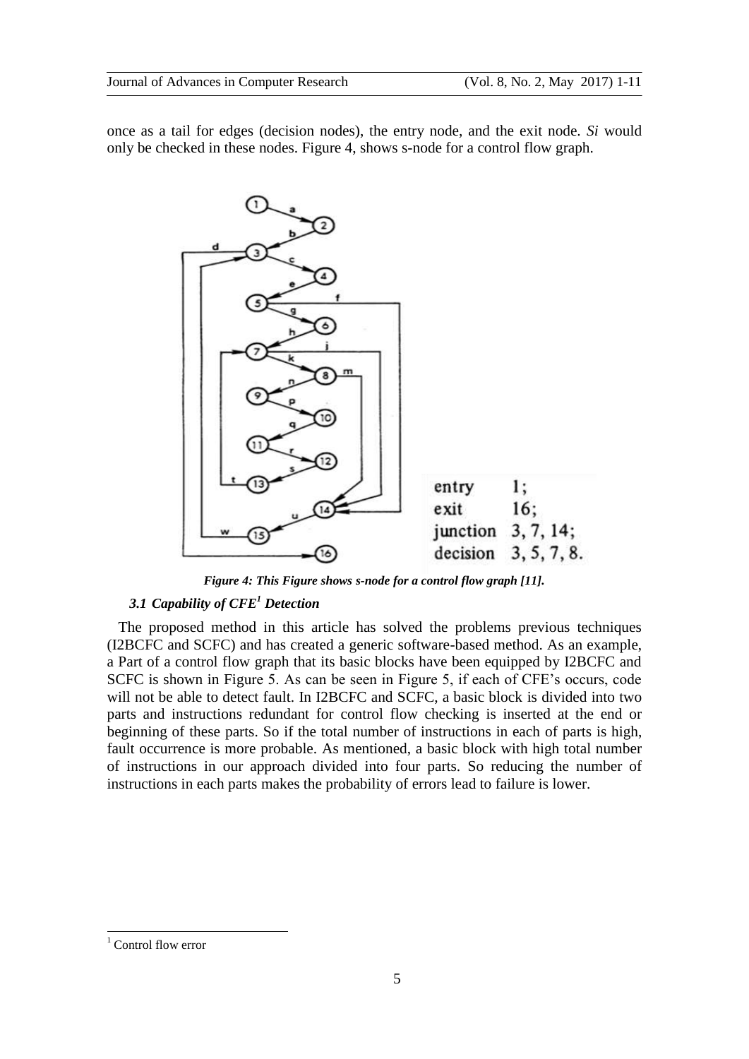once as a tail for edges (decision nodes), the entry node, and the exit node. *Si* would only be checked in these nodes. Figure 4, shows s-node for a control flow graph.

entry 1;
exit 16;
junction 3, 7, 14;
decision 3, 5, 7, 8.

***Figure 4: This Figure shows s-node for a control flow graph [11].***

### *3.1 Capability of CFE[1] Detection*

The proposed method in this article has solved the problems previous techniques (I2BCFC and SCFC) and has created a generic software-based method. As an example, a Part of a control flow graph that its basic blocks have been equipped by I2BCFC and SCFC is shown in Figure 5. As can be seen in Figure 5, if each of CFE's occurs, code will not be able to detect fault. In I2BCFC and SCFC, a basic block is divided into two parts and instructions redundant for control flow checking is inserted at the end or beginning of these parts. So if the total number of instructions in each of parts is high, fault occurrence is more probable. As mentioned, a basic block with high total number of instructions in our approach divided into four parts. So reducing the number of instructions in each parts makes the probability of errors lead to failure is lower.

[1] Control flow error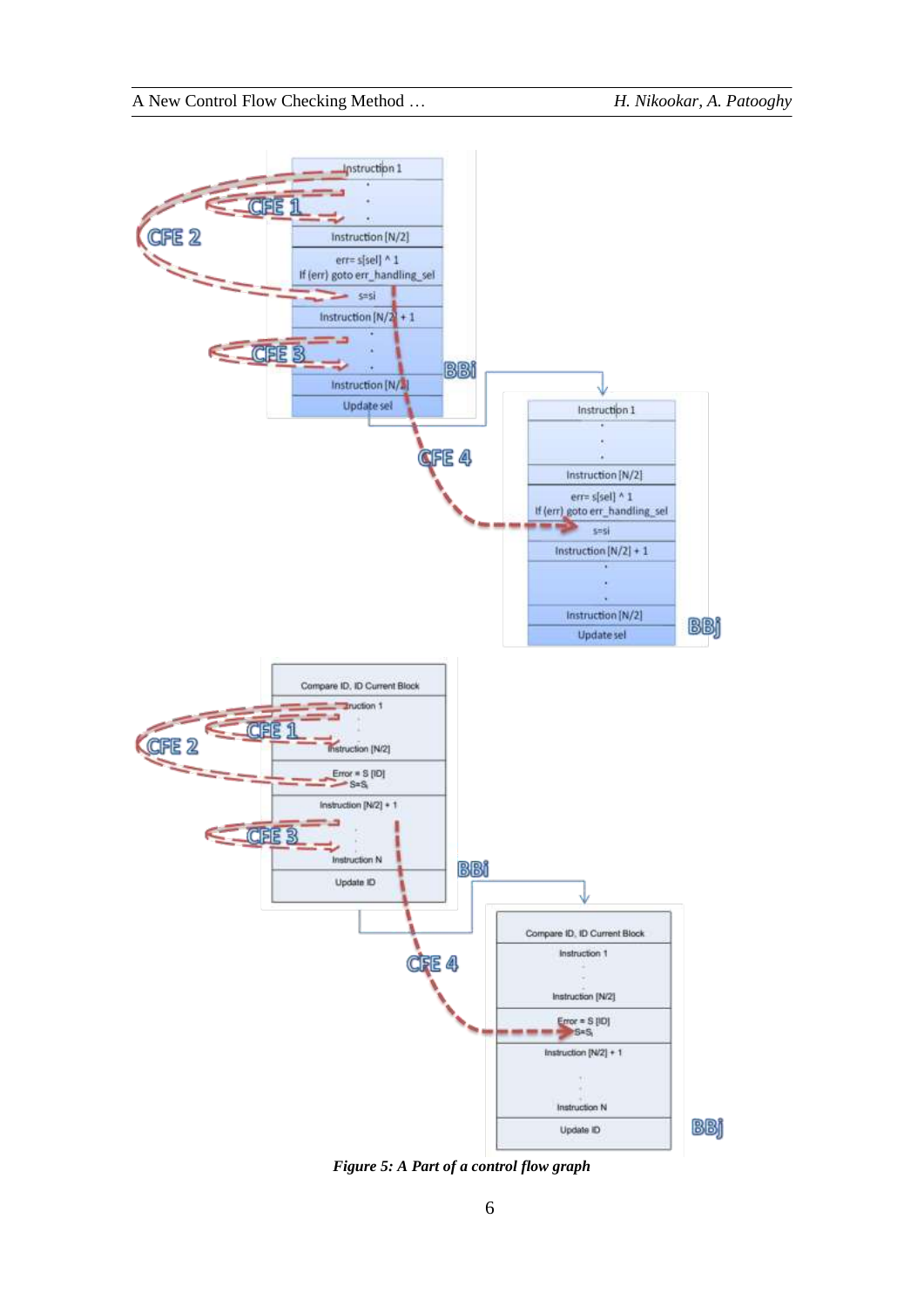*Figure 5: A Part of a control flow graph*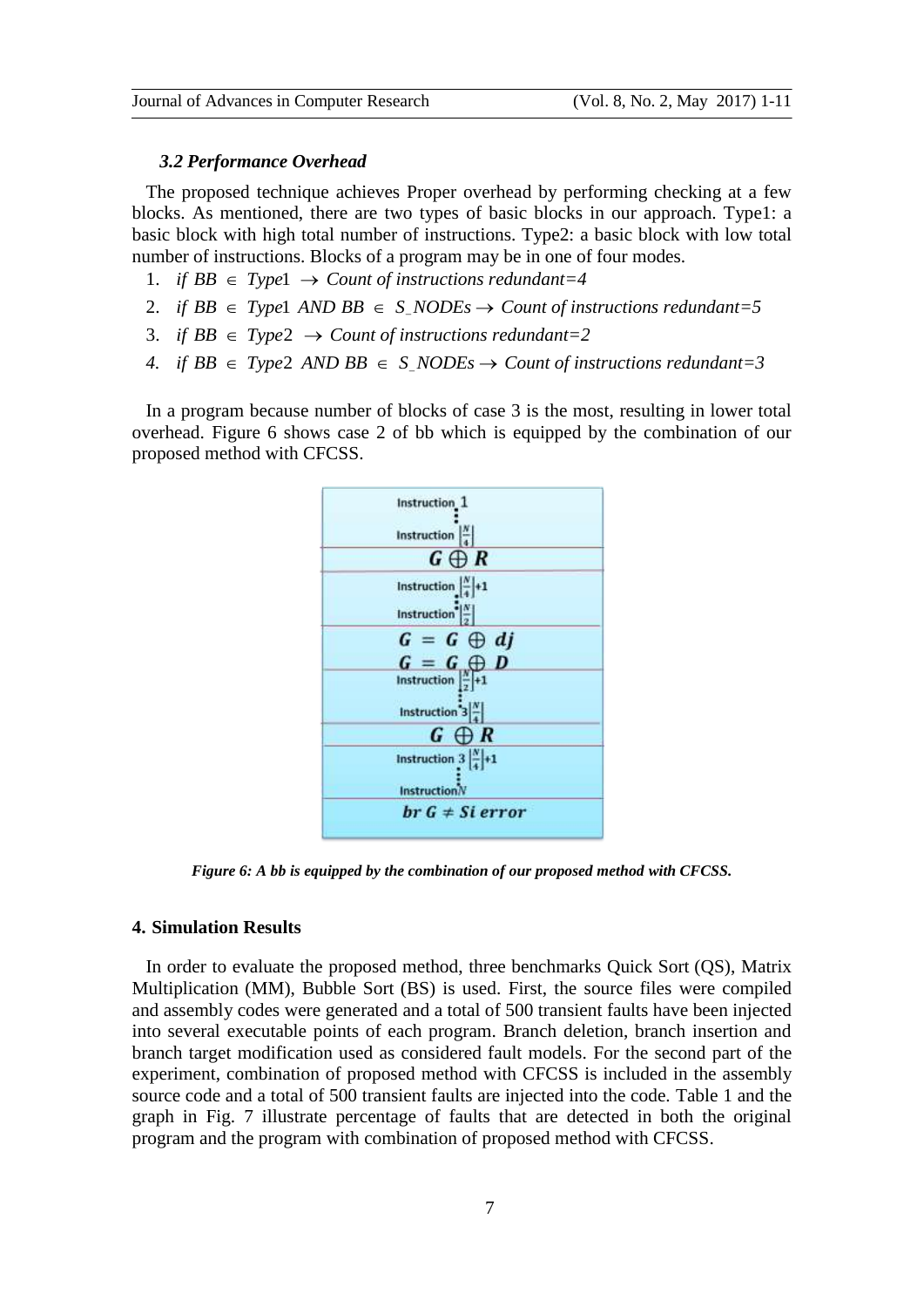### *3.2 Performance Overhead*

The proposed technique achieves Proper overhead by performing checking at a few blocks. As mentioned, there are two types of basic blocks in our approach. Type1: a basic block with high total number of instructions. Type2: a basic block with low total number of instructions. Blocks of a program may be in one of four modes.

1. *if* $BB \in Type1 \rightarrow$ *Count of instructions redundant=4*
2. *if* $BB \in Type1$ *AND* $BB \in S\_NODEs \rightarrow$ *Count of instructions redundant=5*
3. *if* $BB \in Type2 \rightarrow$ *Count of instructions redundant=2*
4. *if* $BB \in Type2$ *AND* $BB \in S\_NODEs \rightarrow$ *Count of instructions redundant=3*

In a program because number of blocks of case 3 is the most, resulting in lower total overhead. Figure 6 shows case 2 of bb which is equipped by the combination of our proposed method with CFCSS.

| Instruction 1 ⋮ Instruction $\lfloor \frac{N}{4} \rfloor$ |
|---|
| $G \oplus R$ |
| Instruction $\lfloor \frac{N}{4} \rfloor+1$ ⋮ Instruction $\lfloor \frac{N}{2} \rfloor$ |
| $G = G \oplus dj$ <br> $G = G \oplus D$ |
| Instruction $\lfloor \frac{N}{2} \rfloor+1$ ⋮ Instruction $3\lfloor \frac{N}{4} \rfloor$ |
| $G \oplus R$ |
| Instruction $3\lfloor \frac{N}{4} \rfloor+1$ ⋮ Instruction $N$ |
| $br\ G \neq Si\ error$ |

***Figure 6: A bb is equipped by the combination of our proposed method with CFCSS.***

## 4. Simulation Results

In order to evaluate the proposed method, three benchmarks Quick Sort (QS), Matrix Multiplication (MM), Bubble Sort (BS) is used. First, the source files were compiled and assembly codes were generated and a total of 500 transient faults have been injected into several executable points of each program. Branch deletion, branch insertion and branch target modification used as considered fault models. For the second part of the experiment, combination of proposed method with CFCSS is included in the assembly source code and a total of 500 transient faults are injected into the code. Table 1 and the graph in Fig. 7 illustrate percentage of faults that are detected in both the original program and the program with combination of proposed method with CFCSS.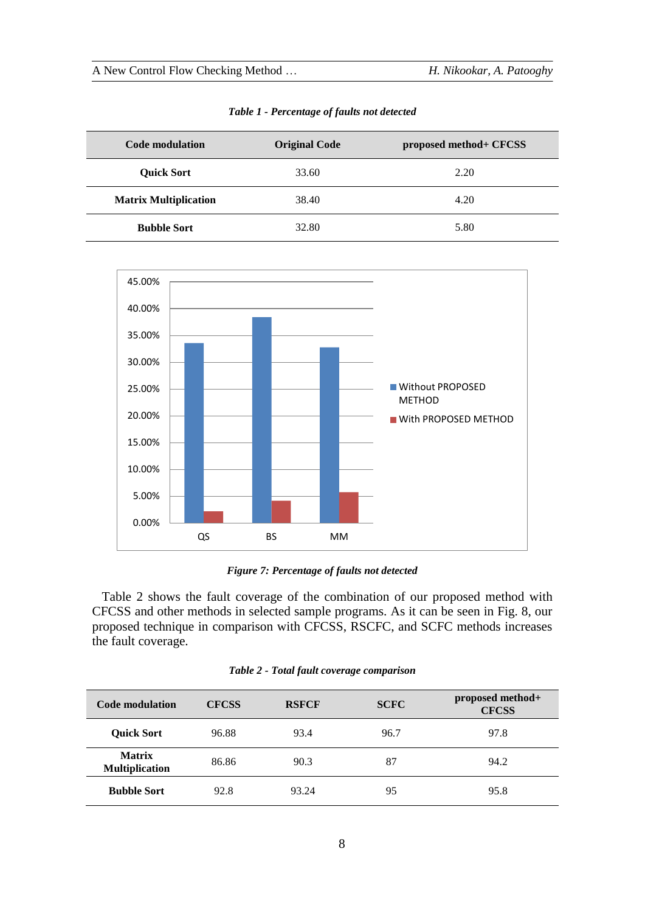*Table 1 - Percentage of faults not detected*

| Code modulation | Original Code | proposed method+ CFCSS |
|---|---|---|
| **Quick Sort** | 33.60 | 2.20 |
| **Matrix Multiplication** | 38.40 | 4.20 |
| **Bubble Sort** | 32.80 | 5.80 |

*Figure 7: Percentage of faults not detected*

Table 2 shows the fault coverage of the combination of our proposed method with CFCSS and other methods in selected sample programs. As it can be seen in Fig. 8, our proposed technique in comparison with CFCSS, RSCFC, and SCFC methods increases the fault coverage.

*Table 2 - Total fault coverage comparison*

| Code modulation | CFCSS | RSFCF | SCFC | proposed method+ CFCSS |
|---|---|---|---|---|
| **Quick Sort** | 96.88 | 93.4 | 96.7 | 97.8 |
| **Matrix Multiplication** | 86.86 | 90.3 | 87 | 94.2 |
| **Bubble Sort** | 92.8 | 93.24 | 95 | 95.8 |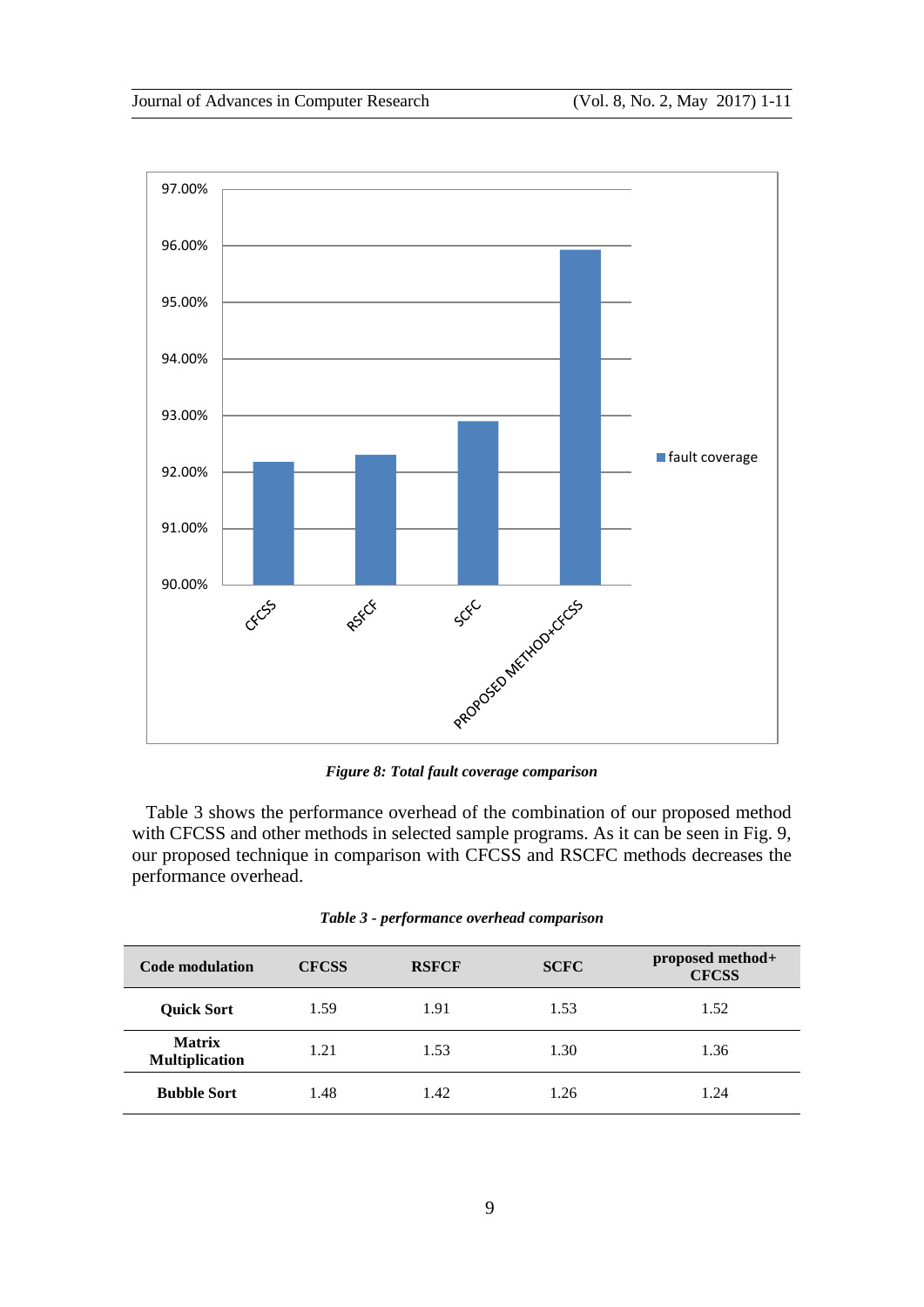*Figure 8: Total fault coverage comparison*

Table 3 shows the performance overhead of the combination of our proposed method with CFCSS and other methods in selected sample programs. As it can be seen in Fig. 9, our proposed technique in comparison with CFCSS and RSCFC methods decreases the performance overhead.

*Table 3 - performance overhead comparison*

| Code modulation | CFCSS | RSFCF | SCFC | proposed method+ CFCSS |
|---|---|---|---|---|
| **Quick Sort** | 1.59 | 1.91 | 1.53 | 1.52 |
| **Matrix Multiplication** | 1.21 | 1.53 | 1.30 | 1.36 |
| **Bubble Sort** | 1.48 | 1.42 | 1.26 | 1.24 |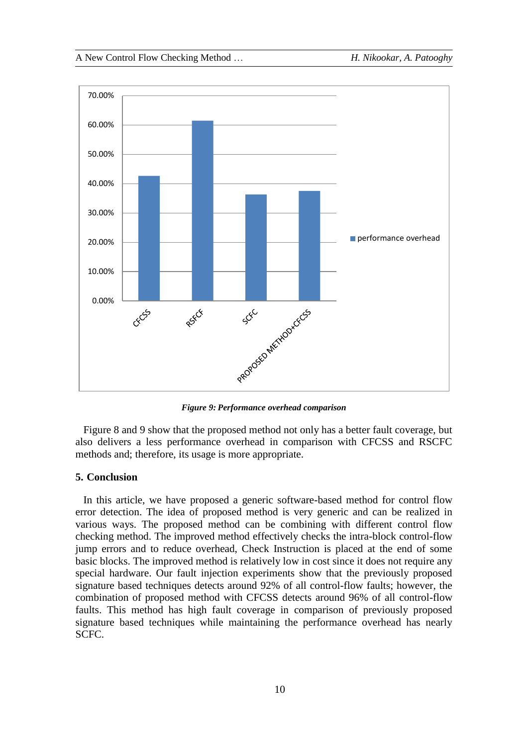*Figure 9: Performance overhead comparison*

Figure 8 and 9 show that the proposed method not only has a better fault coverage, but also delivers a less performance overhead in comparison with CFCSS and RSCFC methods and; therefore, its usage is more appropriate.

## 5. Conclusion

In this article, we have proposed a generic software-based method for control flow error detection. The idea of proposed method is very generic and can be realized in various ways. The proposed method can be combining with different control flow checking method. The improved method effectively checks the intra-block control-flow jump errors and to reduce overhead, Check Instruction is placed at the end of some basic blocks. The improved method is relatively low in cost since it does not require any special hardware. Our fault injection experiments show that the previously proposed signature based techniques detects around 92% of all control-flow faults; however, the combination of proposed method with CFCSS detects around 96% of all control-flow faults. This method has high fault coverage in comparison of previously proposed signature based techniques while maintaining the performance overhead has nearly SCFC.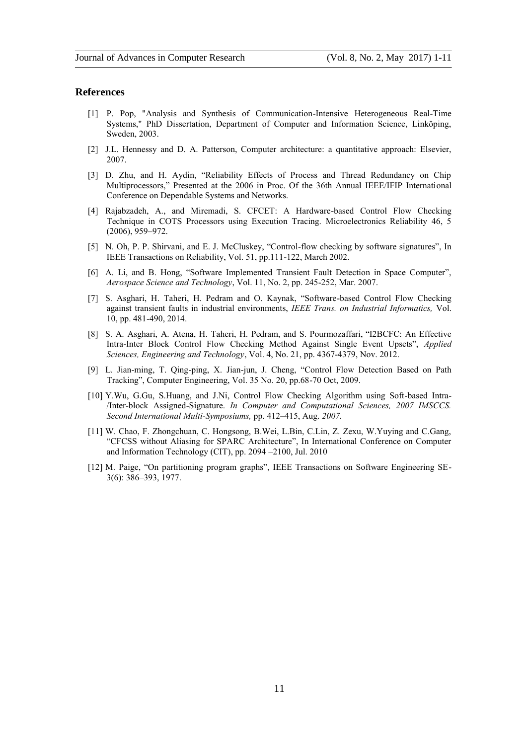## References

[1] P. Pop, "Analysis and Synthesis of Communication-Intensive Heterogeneous Real-Time Systems," PhD Dissertation, Department of Computer and Information Science, Linköping, Sweden, 2003.

[2] J.L. Hennessy and D. A. Patterson, Computer architecture: a quantitative approach: Elsevier, 2007.

[3] D. Zhu, and H. Aydin, "Reliability Effects of Process and Thread Redundancy on Chip Multiprocessors," Presented at the 2006 in Proc. Of the 36th Annual IEEE/IFIP International Conference on Dependable Systems and Networks.

[4] Rajabzadeh, A., and Miremadi, S. CFCET: A Hardware-based Control Flow Checking Technique in COTS Processors using Execution Tracing. Microelectronics Reliability 46, 5 (2006), 959–972.

[5] N. Oh, P. P. Shirvani, and E. J. McCluskey, "Control-flow checking by software signatures", In IEEE Transactions on Reliability, Vol. 51, pp.111-122, March 2002.

[6] A. Li, and B. Hong, "Software Implemented Transient Fault Detection in Space Computer", *Aerospace Science and Technology*, Vol. 11, No. 2, pp. 245-252, Mar. 2007.

[7] S. Asghari, H. Taheri, H. Pedram and O. Kaynak, "Software-based Control Flow Checking against transient faults in industrial environments, *IEEE Trans. on Industrial Informatics,* Vol. 10, pp. 481-490, 2014.

[8] S. A. Asghari, A. Atena, H. Taheri, H. Pedram, and S. Pourmozaffari, "I2BCFC: An Effective Intra-Inter Block Control Flow Checking Method Against Single Event Upsets", *Applied Sciences, Engineering and Technology*, Vol. 4, No. 21, pp. 4367-4379, Nov. 2012.

[9] L. Jian-ming, T. Qing-ping, X. Jian-jun, J. Cheng, "Control Flow Detection Based on Path Tracking", Computer Engineering, Vol. 35 No. 20, pp.68-70 Oct, 2009.

[10] Y.Wu, G.Gu, S.Huang, and J.Ni, Control Flow Checking Algorithm using Soft-based Intra-/Inter-block Assigned-Signature. *In Computer and Computational Sciences, 2007 IMSCCS. Second International Multi-Symposiums,* pp. 412–415, Aug. *2007.*

[11] W. Chao, F. Zhongchuan, C. Hongsong, B.Wei, L.Bin, C.Lin, Z. Zexu, W.Yuying and C.Gang, "CFCSS without Aliasing for SPARC Architecture", In International Conference on Computer and Information Technology (CIT), pp. 2094 –2100, Jul. 2010

[12] M. Paige, "On partitioning program graphs", IEEE Transactions on Software Engineering SE-3(6): 386–393, 1977.